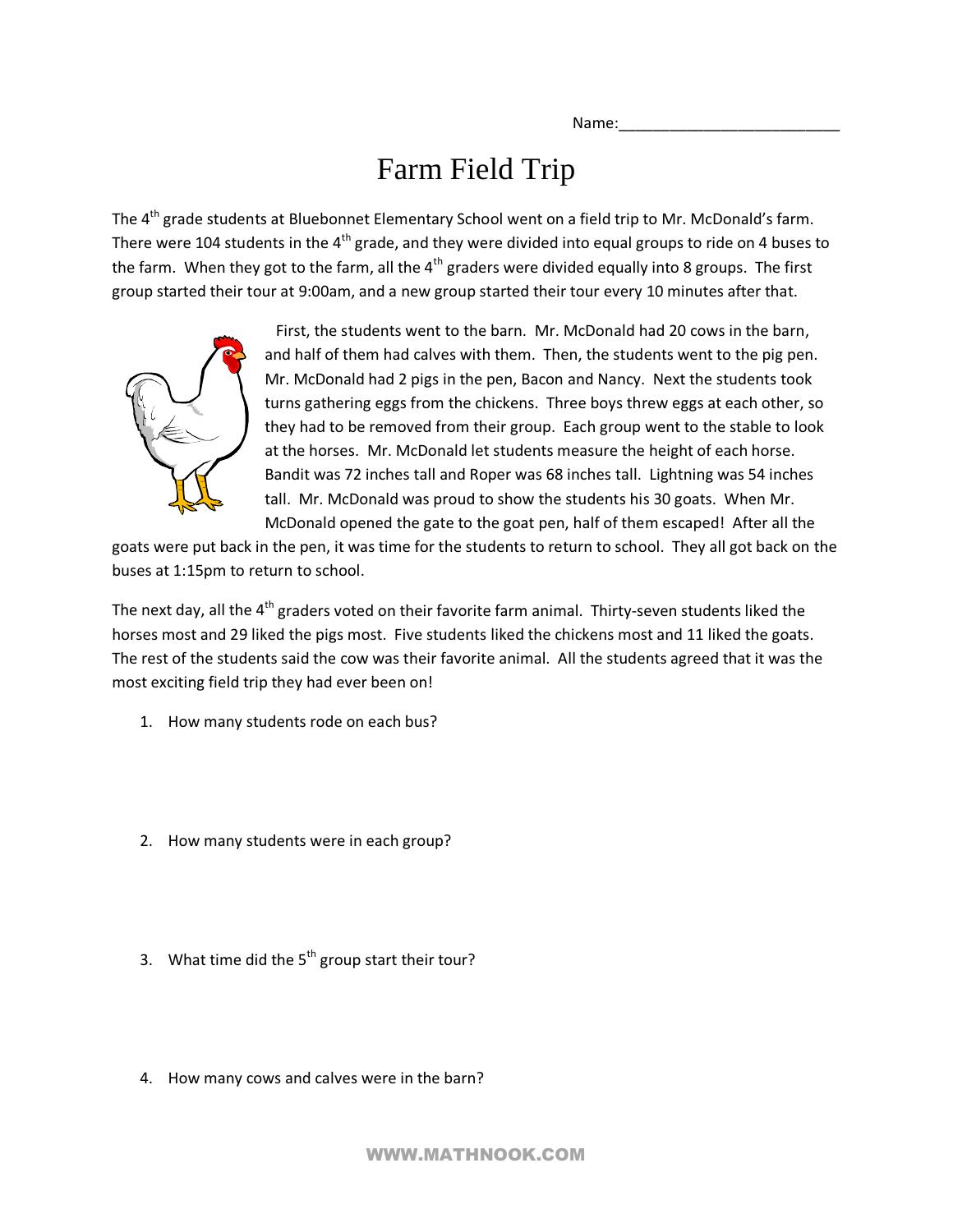Name:___________________________

# Farm Field Trip

The 4th grade students at Bluebonnet Elementary School went on a field trip to Mr. McDonald's farm. There were 104 students in the 4th grade, and they were divided into equal groups to ride on 4 buses to the farm. When they got to the farm, all the 4th graders were divided equally into 8 groups. The first group started their tour at 9:00am, and a new group started their tour every 10 minutes after that.

First, the students went to the barn. Mr. McDonald had 20 cows in the barn, and half of them had calves with them. Then, the students went to the pig pen. Mr. McDonald had 2 pigs in the pen, Bacon and Nancy. Next the students took turns gathering eggs from the chickens. Three boys threw eggs at each other, so they had to be removed from their group. Each group went to the stable to look at the horses. Mr. McDonald let students measure the height of each horse. Bandit was 72 inches tall and Roper was 68 inches tall. Lightning was 54 inches tall. Mr. McDonald was proud to show the students his 30 goats. When Mr. McDonald opened the gate to the goat pen, half of them escaped! After all the goats were put back in the pen, it was time for the students to return to school. They all got back on the buses at 1:15pm to return to school.

The next day, all the 4th graders voted on their favorite farm animal. Thirty-seven students liked the horses most and 29 liked the pigs most. Five students liked the chickens most and 11 liked the goats. The rest of the students said the cow was their favorite animal. All the students agreed that it was the most exciting field trip they had ever been on!

1. How many students rode on each bus?

2. How many students were in each group?

3. What time did the 5th group start their tour?

4. How many cows and calves were in the barn?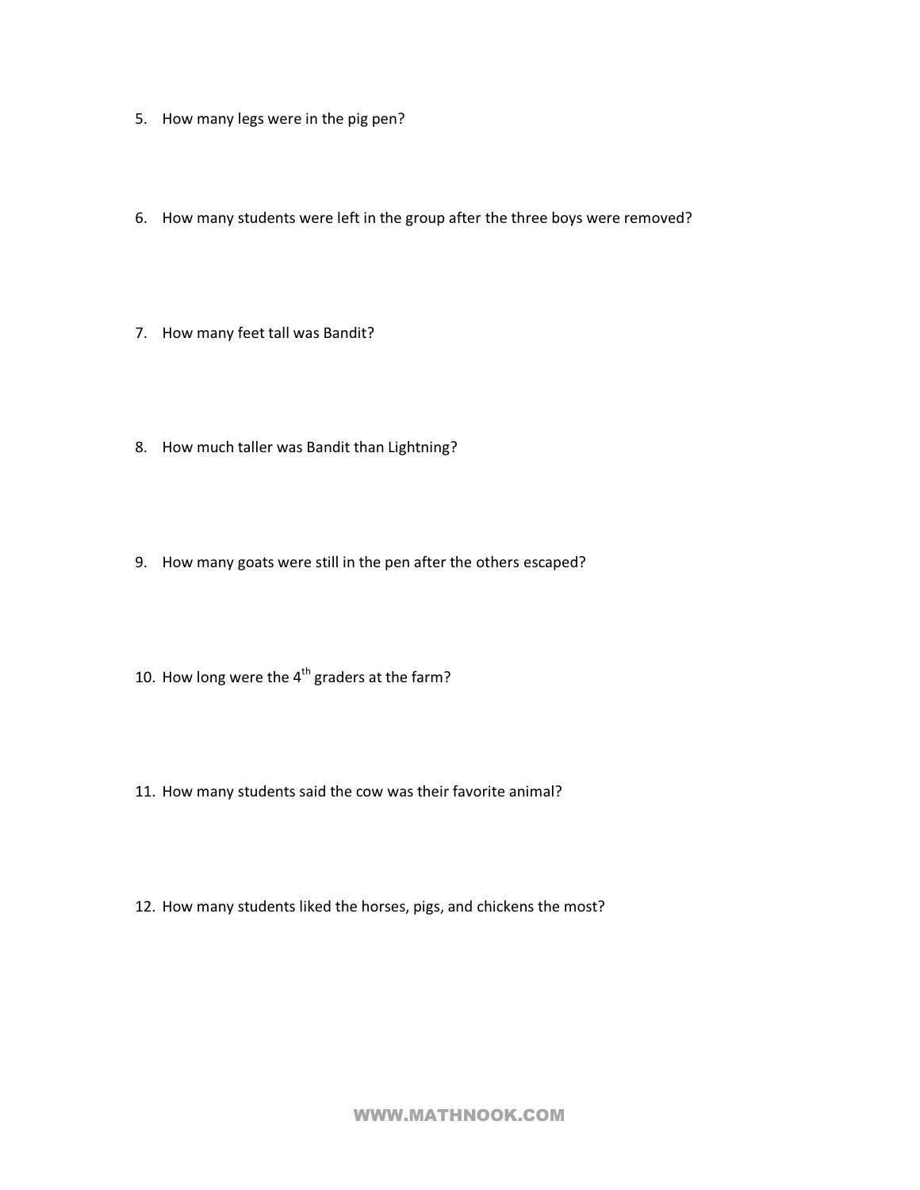5. How many legs were in the pig pen?

6. How many students were left in the group after the three boys were removed?

7. How many feet tall was Bandit?

8. How much taller was Bandit than Lightning?

9. How many goats were still in the pen after the others escaped?

10. How long were the 4th graders at the farm?

11. How many students said the cow was their favorite animal?

12. How many students liked the horses, pigs, and chickens the most?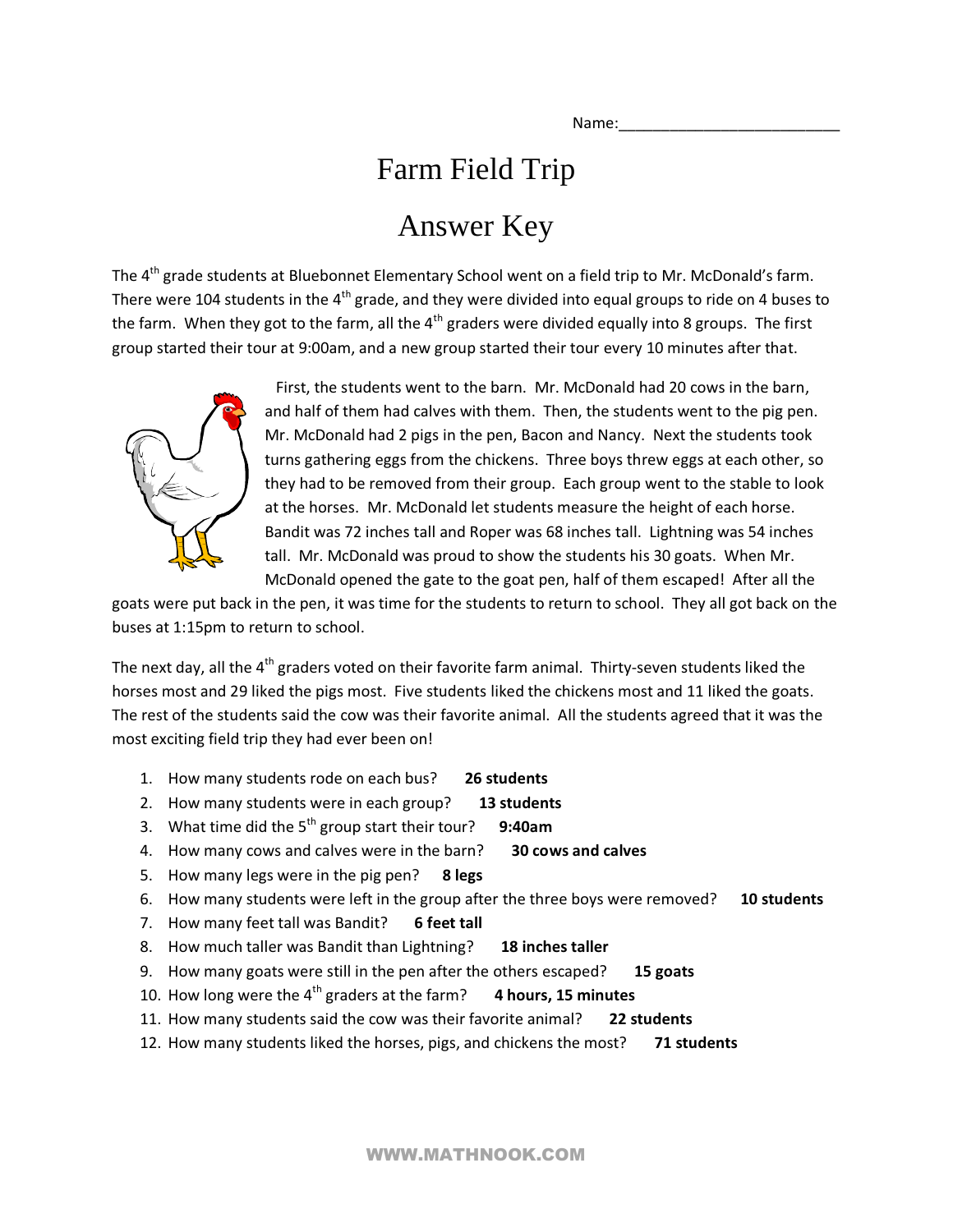Name:___________________________

# Farm Field Trip

## Answer Key

The 4th grade students at Bluebonnet Elementary School went on a field trip to Mr. McDonald's farm. There were 104 students in the 4th grade, and they were divided into equal groups to ride on 4 buses to the farm. When they got to the farm, all the 4th graders were divided equally into 8 groups. The first group started their tour at 9:00am, and a new group started their tour every 10 minutes after that.

First, the students went to the barn. Mr. McDonald had 20 cows in the barn, and half of them had calves with them. Then, the students went to the pig pen. Mr. McDonald had 2 pigs in the pen, Bacon and Nancy. Next the students took turns gathering eggs from the chickens. Three boys threw eggs at each other, so they had to be removed from their group. Each group went to the stable to look at the horses. Mr. McDonald let students measure the height of each horse. Bandit was 72 inches tall and Roper was 68 inches tall. Lightning was 54 inches tall. Mr. McDonald was proud to show the students his 30 goats. When Mr. McDonald opened the gate to the goat pen, half of them escaped! After all the goats were put back in the pen, it was time for the students to return to school. They all got back on the buses at 1:15pm to return to school.

The next day, all the 4th graders voted on their favorite farm animal. Thirty-seven students liked the horses most and 29 liked the pigs most. Five students liked the chickens most and 11 liked the goats. The rest of the students said the cow was their favorite animal. All the students agreed that it was the most exciting field trip they had ever been on!

1. How many students rode on each bus? **26 students**
2. How many students were in each group? **13 students**
3. What time did the 5th group start their tour? **9:40am**
4. How many cows and calves were in the barn? **30 cows and calves**
5. How many legs were in the pig pen? **8 legs**
6. How many students were left in the group after the three boys were removed? **10 students**
7. How many feet tall was Bandit? **6 feet tall**
8. How much taller was Bandit than Lightning? **18 inches taller**
9. How many goats were still in the pen after the others escaped? **15 goats**
10. How long were the 4th graders at the farm? **4 hours, 15 minutes**
11. How many students said the cow was their favorite animal? **22 students**
12. How many students liked the horses, pigs, and chickens the most? **71 students**